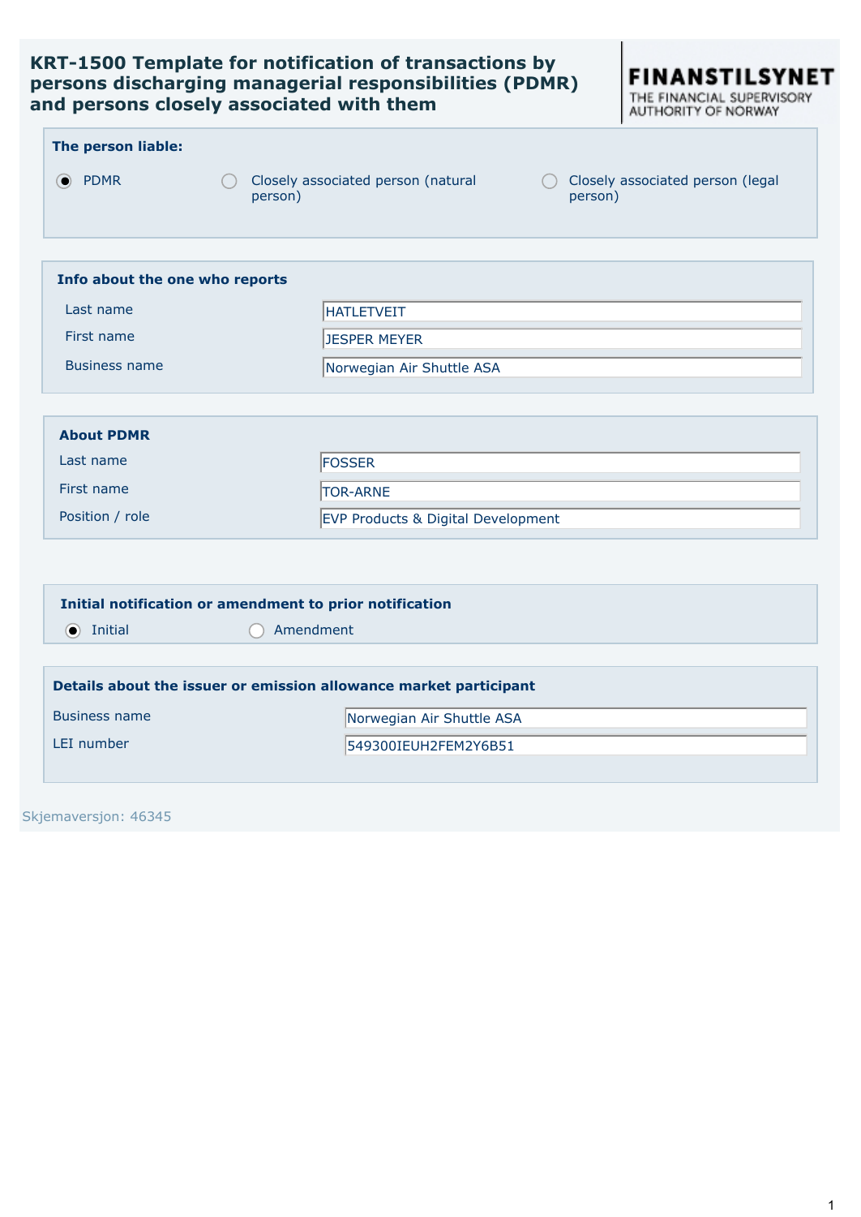# KRT-1500 Template for notification of transactions by persons discharging managerial responsibilities (PDMR) and persons closely associated with them

FINANSTILSYNET
THE FINANCIAL SUPERVISORY AUTHORITY OF NORWAY

## The person liable:

- (●) PDMR
- ( ) Closely associated person (natural person)
- ( ) Closely associated person (legal person)

## Info about the one who reports

| | |
|---|---|
| Last name | HATLETVEIT |
| First name | JESPER MEYER |
| Business name | Norwegian Air Shuttle ASA |

## About PDMR

| | |
|---|---|
| Last name | FOSSER |
| First name | TOR-ARNE |
| Position / role | EVP Products & Digital Development |

## Initial notification or amendment to prior notification

- (●) Initial
- ( ) Amendment

## Details about the issuer or emission allowance market participant

| | |
|---|---|
| Business name | Norwegian Air Shuttle ASA |
| LEI number | 549300IEUH2FEM2Y6B51 |

Skjemaversjon: 46345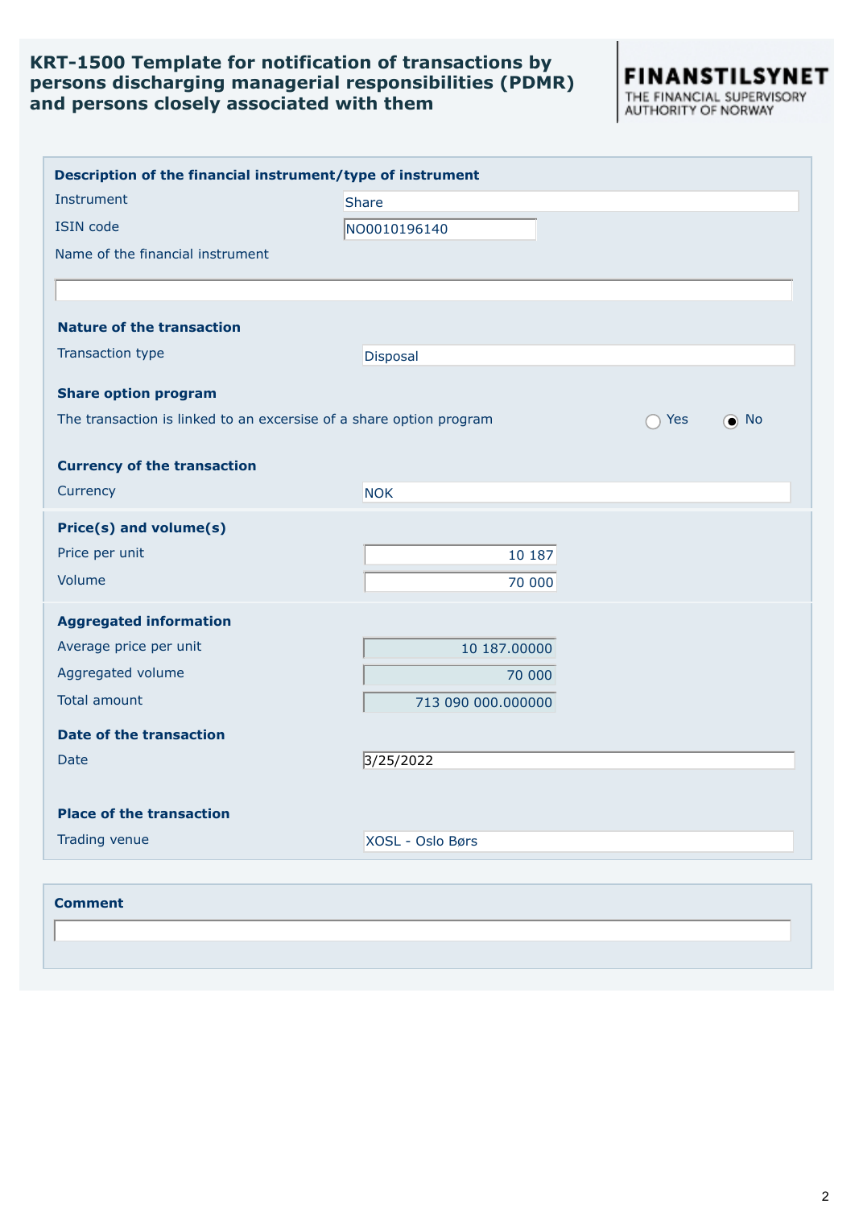# KRT-1500 Template for notification of transactions by persons discharging managerial responsibilities (PDMR) and persons closely associated with them

FINANSTILSYNET
THE FINANCIAL SUPERVISORY AUTHORITY OF NORWAY

### Description of the financial instrument/type of instrument

| | |
|---|---|
| Instrument | Share |
| ISIN code | NO0010196140 |
| Name of the financial instrument | |

### Nature of the transaction

| | |
|---|---|
| Transaction type | Disposal |

### Share option program

The transaction is linked to an excersise of a share option program: ○ Yes ● No

### Currency of the transaction

| | |
|---|---|
| Currency | NOK |

### Price(s) and volume(s)

| | |
|---|---|
| Price per unit | 10 187 |
| Volume | 70 000 |

### Aggregated information

| | |
|---|---|
| Average price per unit | 10 187.00000 |
| Aggregated volume | 70 000 |
| Total amount | 713 090 000.000000 |

### Date of the transaction

| | |
|---|---|
| Date | 3/25/2022 |

### Place of the transaction

| | |
|---|---|
| Trading venue | XOSL - Oslo Børs |

### Comment